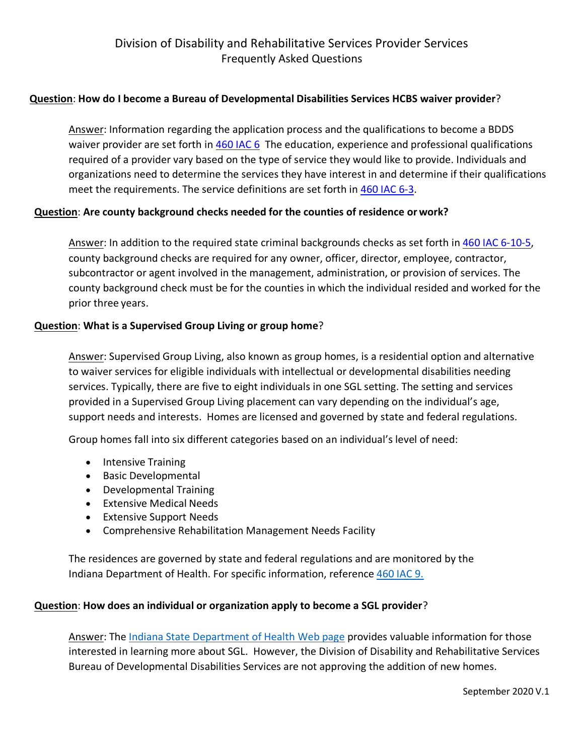# Division of Disability and Rehabilitative Services Provider Services
## Frequently Asked Questions

**Question**: **How do I become a Bureau of Developmental Disabilities Services HCBS waiver provider**?

Answer: Information regarding the application process and the qualifications to become a BDDS waiver provider are set forth in 460 IAC 6 The education, experience and professional qualifications required of a provider vary based on the type of service they would like to provide. Individuals and organizations need to determine the services they have interest in and determine if their qualifications meet the requirements. The service definitions are set forth in 460 IAC 6-3.

**Question**: **Are county background checks needed for the counties of residence or work?**

Answer: In addition to the required state criminal backgrounds checks as set forth in 460 IAC 6-10-5, county background checks are required for any owner, officer, director, employee, contractor, subcontractor or agent involved in the management, administration, or provision of services. The county background check must be for the counties in which the individual resided and worked for the prior three years.

**Question**: **What is a Supervised Group Living or group home**?

Answer: Supervised Group Living, also known as group homes, is a residential option and alternative to waiver services for eligible individuals with intellectual or developmental disabilities needing services. Typically, there are five to eight individuals in one SGL setting. The setting and services provided in a Supervised Group Living placement can vary depending on the individual's age, support needs and interests. Homes are licensed and governed by state and federal regulations.

Group homes fall into six different categories based on an individual's level of need:

- Intensive Training
- Basic Developmental
- Developmental Training
- Extensive Medical Needs
- Extensive Support Needs
- Comprehensive Rehabilitation Management Needs Facility

The residences are governed by state and federal regulations and are monitored by the Indiana Department of Health. For specific information, reference 460 IAC 9.

**Question**: **How does an individual or organization apply to become a SGL provider**?

Answer: The Indiana State Department of Health Web page provides valuable information for those interested in learning more about SGL. However, the Division of Disability and Rehabilitative Services Bureau of Developmental Disabilities Services are not approving the addition of new homes.

September 2020 V.1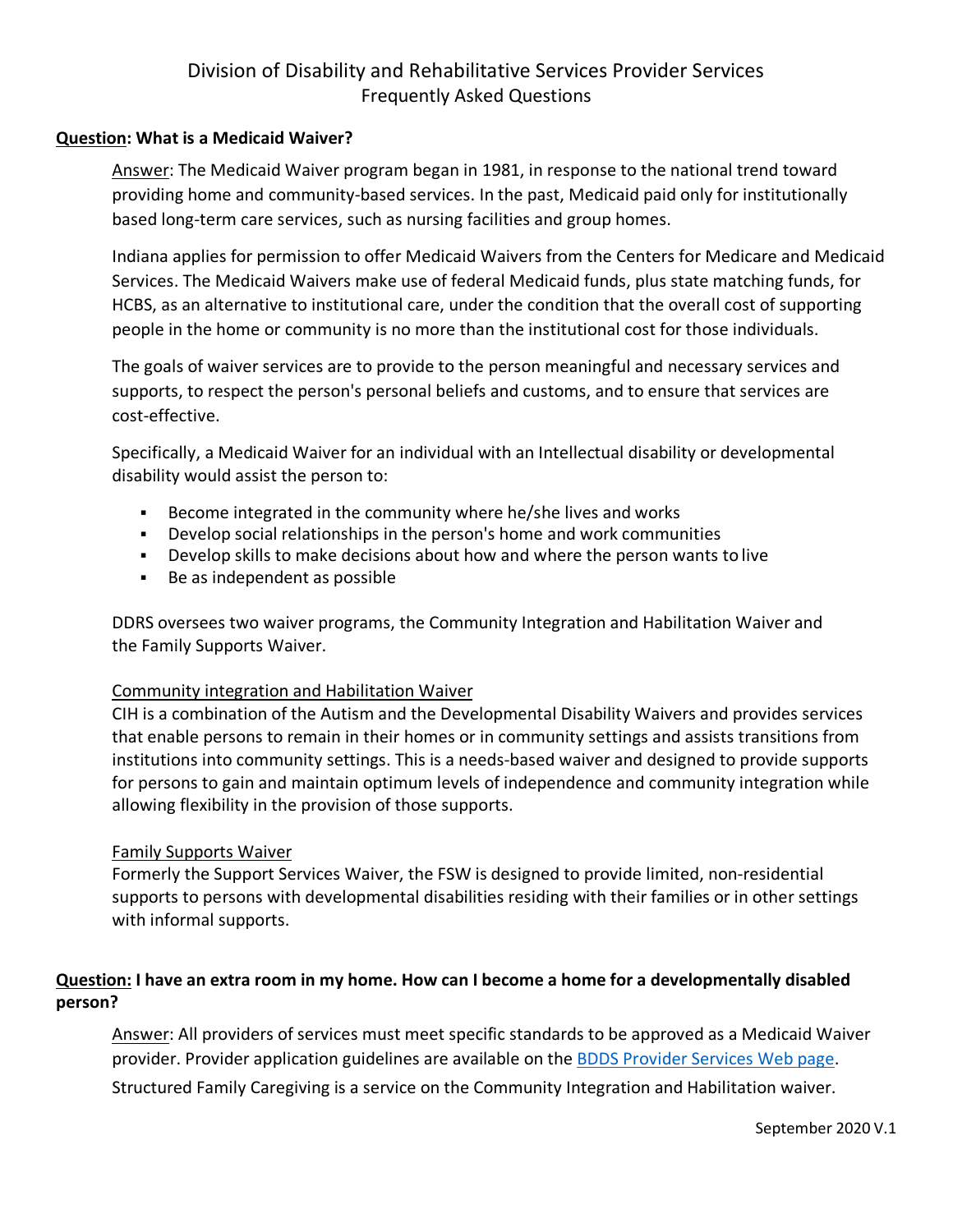# Division of Disability and Rehabilitative Services Provider Services
## Frequently Asked Questions

**Question: What is a Medicaid Waiver?**

Answer: The Medicaid Waiver program began in 1981, in response to the national trend toward providing home and community-based services. In the past, Medicaid paid only for institutionally based long-term care services, such as nursing facilities and group homes.

Indiana applies for permission to offer Medicaid Waivers from the Centers for Medicare and Medicaid Services. The Medicaid Waivers make use of federal Medicaid funds, plus state matching funds, for HCBS, as an alternative to institutional care, under the condition that the overall cost of supporting people in the home or community is no more than the institutional cost for those individuals.

The goals of waiver services are to provide to the person meaningful and necessary services and supports, to respect the person's personal beliefs and customs, and to ensure that services are cost-effective.

Specifically, a Medicaid Waiver for an individual with an Intellectual disability or developmental disability would assist the person to:

- Become integrated in the community where he/she lives and works
- Develop social relationships in the person's home and work communities
- Develop skills to make decisions about how and where the person wants to live
- Be as independent as possible

DDRS oversees two waiver programs, the Community Integration and Habilitation Waiver and the Family Supports Waiver.

Community integration and Habilitation Waiver
CIH is a combination of the Autism and the Developmental Disability Waivers and provides services that enable persons to remain in their homes or in community settings and assists transitions from institutions into community settings. This is a needs-based waiver and designed to provide supports for persons to gain and maintain optimum levels of independence and community integration while allowing flexibility in the provision of those supports.

Family Supports Waiver
Formerly the Support Services Waiver, the FSW is designed to provide limited, non-residential supports to persons with developmental disabilities residing with their families or in other settings with informal supports.

**Question: I have an extra room in my home. How can I become a home for a developmentally disabled person?**

Answer: All providers of services must meet specific standards to be approved as a Medicaid Waiver provider. Provider application guidelines are available on the BDDS Provider Services Web page.

Structured Family Caregiving is a service on the Community Integration and Habilitation waiver.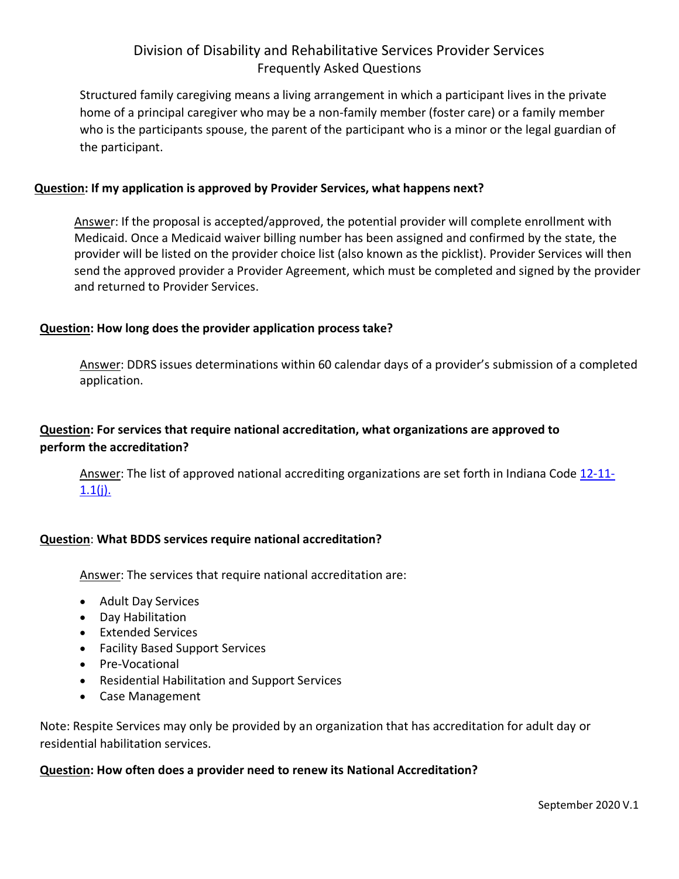Structured family caregiving means a living arrangement in which a participant lives in the private home of a principal caregiver who may be a non-family member (foster care) or a family member who is the participants spouse, the parent of the participant who is a minor or the legal guardian of the participant.

**Question: If my application is approved by Provider Services, what happens next?**

Answer: If the proposal is accepted/approved, the potential provider will complete enrollment with Medicaid. Once a Medicaid waiver billing number has been assigned and confirmed by the state, the provider will be listed on the provider choice list (also known as the picklist). Provider Services will then send the approved provider a Provider Agreement, which must be completed and signed by the provider and returned to Provider Services.

**Question: How long does the provider application process take?**

Answer: DDRS issues determinations within 60 calendar days of a provider's submission of a completed application.

**Question: For services that require national accreditation, what organizations are approved to perform the accreditation?**

Answer: The list of approved national accrediting organizations are set forth in Indiana Code 12-11-1.1(j).

**Question: What BDDS services require national accreditation?**

Answer: The services that require national accreditation are:

- Adult Day Services
- Day Habilitation
- Extended Services
- Facility Based Support Services
- Pre-Vocational
- Residential Habilitation and Support Services
- Case Management

Note: Respite Services may only be provided by an organization that has accreditation for adult day or residential habilitation services.

**Question: How often does a provider need to renew its National Accreditation?**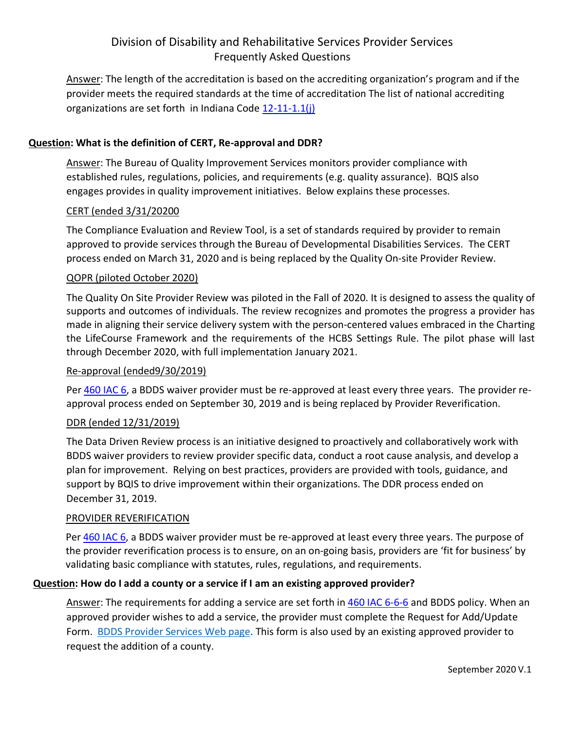Answer: The length of the accreditation is based on the accrediting organization's program and if the provider meets the required standards at the time of accreditation The list of national accrediting organizations are set forth in Indiana Code [12-11-1.1(j)](12-11-1.1(j))

**Question: What is the definition of CERT, Re-approval and DDR?**

Answer: The Bureau of Quality Improvement Services monitors provider compliance with established rules, regulations, policies, and requirements (e.g. quality assurance). BQIS also engages provides in quality improvement initiatives. Below explains these processes.

CERT (ended 3/31/20200

The Compliance Evaluation and Review Tool, is a set of standards required by provider to remain approved to provide services through the Bureau of Developmental Disabilities Services. The CERT process ended on March 31, 2020 and is being replaced by the Quality On-site Provider Review.

QOPR (piloted October 2020)

The Quality On Site Provider Review was piloted in the Fall of 2020. It is designed to assess the quality of supports and outcomes of individuals. The review recognizes and promotes the progress a provider has made in aligning their service delivery system with the person-centered values embraced in the Charting the LifeCourse Framework and the requirements of the HCBS Settings Rule. The pilot phase will last through December 2020, with full implementation January 2021.

Re-approval (ended9/30/2019)

Per 460 IAC 6, a BDDS waiver provider must be re-approved at least every three years. The provider re-approval process ended on September 30, 2019 and is being replaced by Provider Reverification.

DDR (ended 12/31/2019)

The Data Driven Review process is an initiative designed to proactively and collaboratively work with BDDS waiver providers to review provider specific data, conduct a root cause analysis, and develop a plan for improvement. Relying on best practices, providers are provided with tools, guidance, and support by BQIS to drive improvement within their organizations. The DDR process ended on December 31, 2019.

PROVIDER REVERIFICATION

Per 460 IAC 6, a BDDS waiver provider must be re-approved at least every three years. The purpose of the provider reverification process is to ensure, on an on-going basis, providers are 'fit for business' by validating basic compliance with statutes, rules, regulations, and requirements.

**Question: How do I add a county or a service if I am an existing approved provider?**

Answer: The requirements for adding a service are set forth in 460 IAC 6-6-6 and BDDS policy. When an approved provider wishes to add a service, the provider must complete the Request for Add/Update Form. BDDS Provider Services Web page. This form is also used by an existing approved provider to request the addition of a county.

September 2020 V.1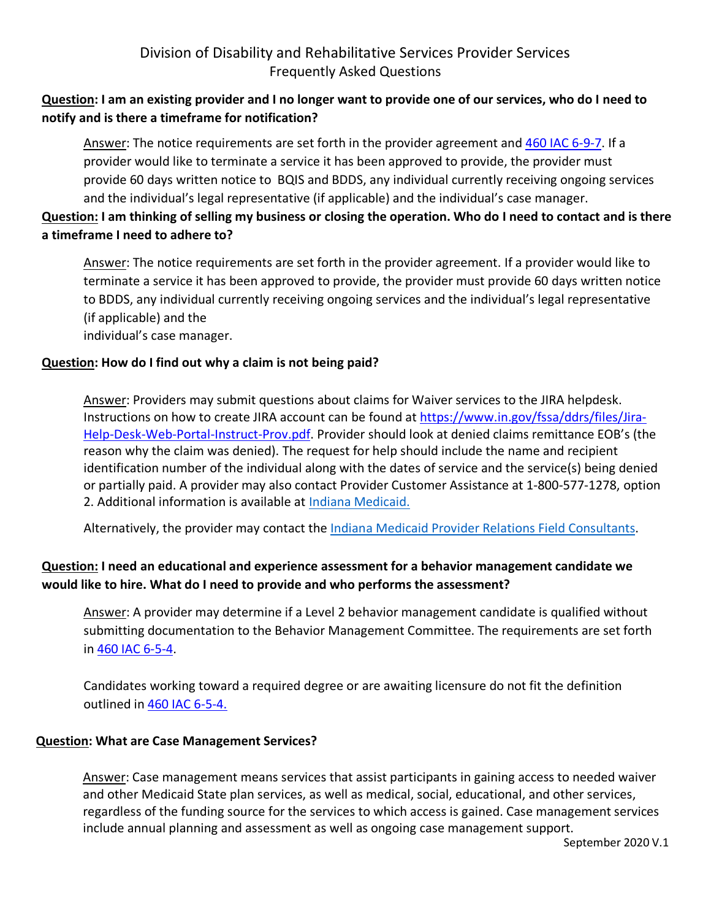# Division of Disability and Rehabilitative Services Provider Services
## Frequently Asked Questions

**Question: I am an existing provider and I no longer want to provide one of our services, who do I need to notify and is there a timeframe for notification?**

Answer: The notice requirements are set forth in the provider agreement and [460 IAC 6-9-7](). If a provider would like to terminate a service it has been approved to provide, the provider must provide 60 days written notice to BQIS and BDDS, any individual currently receiving ongoing services and the individual's legal representative (if applicable) and the individual's case manager.

**Question: I am thinking of selling my business or closing the operation. Who do I need to contact and is there a timeframe I need to adhere to?**

Answer: The notice requirements are set forth in the provider agreement. If a provider would like to terminate a service it has been approved to provide, the provider must provide 60 days written notice to BDDS, any individual currently receiving ongoing services and the individual's legal representative (if applicable) and the individual's case manager.

**Question: How do I find out why a claim is not being paid?**

Answer: Providers may submit questions about claims for Waiver services to the JIRA helpdesk. Instructions on how to create JIRA account can be found at https://www.in.gov/fssa/ddrs/files/Jira-Help-Desk-Web-Portal-Instruct-Prov.pdf. Provider should look at denied claims remittance EOB's (the reason why the claim was denied). The request for help should include the name and recipient identification number of the individual along with the dates of service and the service(s) being denied or partially paid. A provider may also contact Provider Customer Assistance at 1-800-577-1278, option 2. Additional information is available at [Indiana Medicaid.]()

Alternatively, the provider may contact the [Indiana Medicaid Provider Relations Field Consultants]().

**Question: I need an educational and experience assessment for a behavior management candidate we would like to hire. What do I need to provide and who performs the assessment?**

Answer: A provider may determine if a Level 2 behavior management candidate is qualified without submitting documentation to the Behavior Management Committee. The requirements are set forth in [460 IAC 6-5-4]().

Candidates working toward a required degree or are awaiting licensure do not fit the definition outlined in [460 IAC 6-5-4.]()

**Question: What are Case Management Services?**

Answer: Case management means services that assist participants in gaining access to needed waiver and other Medicaid State plan services, as well as medical, social, educational, and other services, regardless of the funding source for the services to which access is gained. Case management services include annual planning and assessment as well as ongoing case management support.

September 2020 V.1